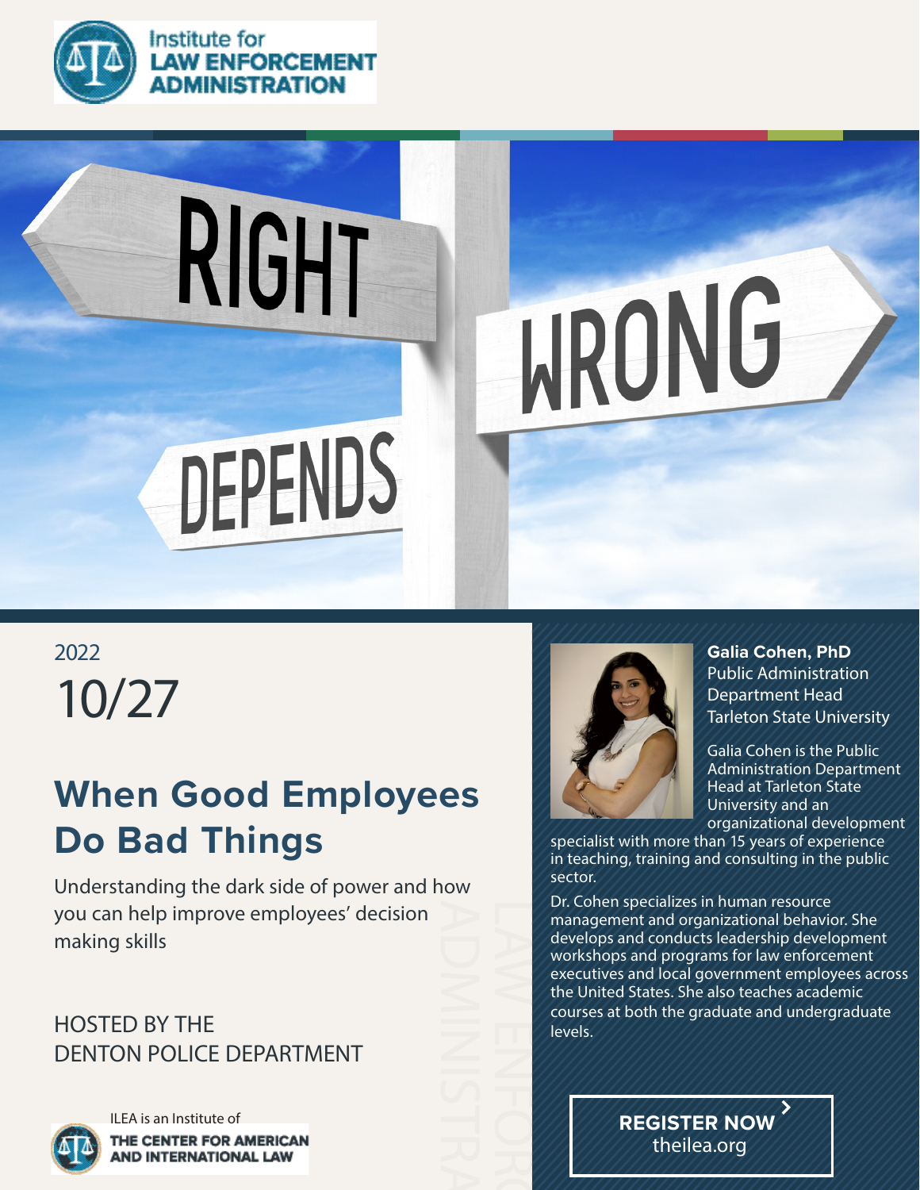Institute for **LAW ENFORCEMENT ADMINISTRATION**

RIGHT

WRONG

DEPENDS

2022

10/27

# When Good Employees Do Bad Things

Understanding the dark side of power and how you can help improve employees' decision making skills

HOSTED BY THE DENTON POLICE DEPARTMENT

ILEA is an Institute of **THE CENTER FOR AMERICAN AND INTERNATIONAL LAW**

**Galia Cohen, PhD**
Public Administration Department Head
Tarleton State University

Galia Cohen is the Public Administration Department Head at Tarleton State University and an organizational development specialist with more than 15 years of experience in teaching, training and consulting in the public sector.

Dr. Cohen specializes in human resource management and organizational behavior. She develops and conducts leadership development workshops and programs for law enforcement executives and local government employees across the United States. She also teaches academic courses at both the graduate and undergraduate levels.

**REGISTER NOW**
theilea.org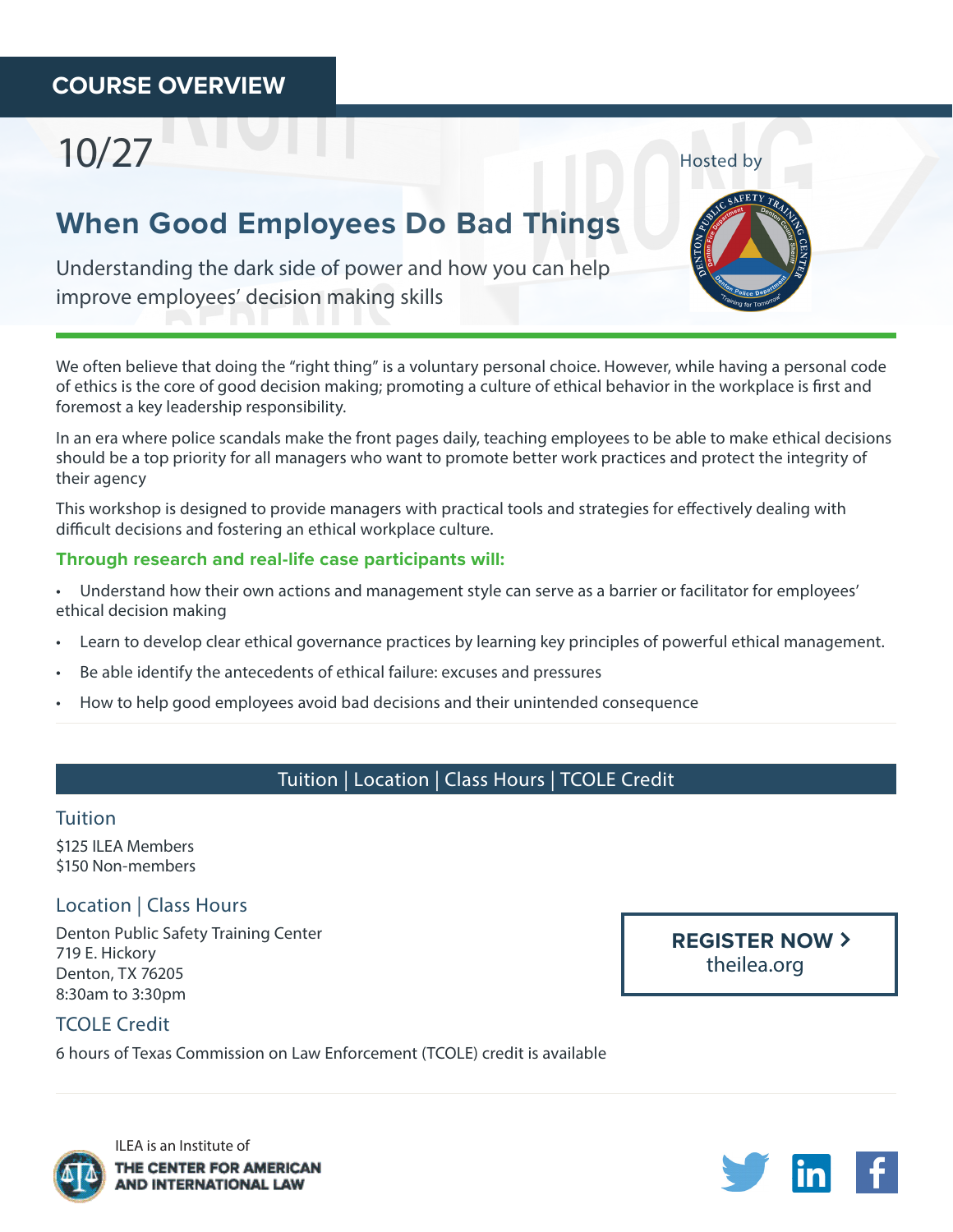## COURSE OVERVIEW

10/27

Hosted by

# When Good Employees Do Bad Things

Understanding the dark side of power and how you can help improve employees' decision making skills

We often believe that doing the "right thing" is a voluntary personal choice. However, while having a personal code of ethics is the core of good decision making; promoting a culture of ethical behavior in the workplace is first and foremost a key leadership responsibility.

In an era where police scandals make the front pages daily, teaching employees to be able to make ethical decisions should be a top priority for all managers who want to promote better work practices and protect the integrity of their agency

This workshop is designed to provide managers with practical tools and strategies for effectively dealing with difficult decisions and fostering an ethical workplace culture.

**Through research and real-life case participants will:**

- Understand how their own actions and management style can serve as a barrier or facilitator for employees' ethical decision making
- Learn to develop clear ethical governance practices by learning key principles of powerful ethical management.
- Be able identify the antecedents of ethical failure: excuses and pressures
- How to help good employees avoid bad decisions and their unintended consequence

## Tuition | Location | Class Hours | TCOLE Credit

### Tuition

$125 ILEA Members
$150 Non-members

### Location | Class Hours

Denton Public Safety Training Center
719 E. Hickory
Denton, TX 76205
8:30am to 3:30pm

**REGISTER NOW >**
theilea.org

### TCOLE Credit

6 hours of Texas Commission on Law Enforcement (TCOLE) credit is available

ILEA is an Institute of
**THE CENTER FOR AMERICAN AND INTERNATIONAL LAW**